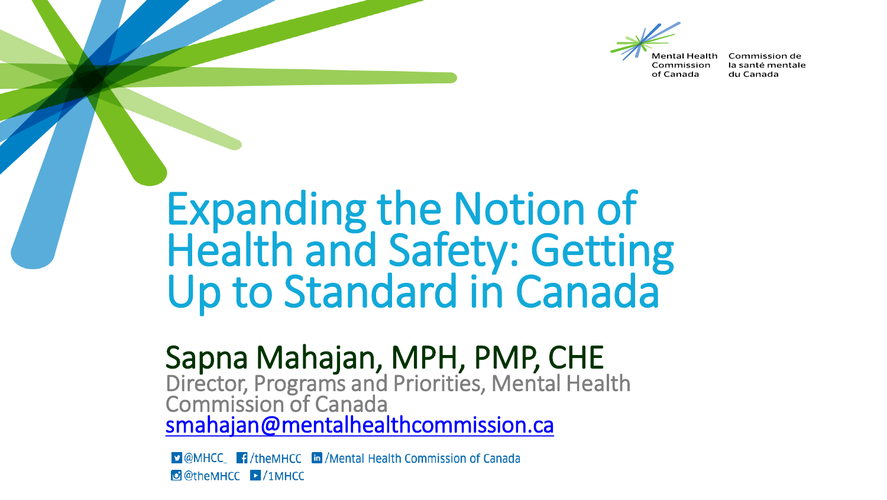Mental Health Commission of Canada | Commission de la santé mentale du Canada

# Expanding the Notion of Health and Safety: Getting Up to Standard in Canada

## Sapna Mahajan, MPH, PMP, CHE

Director, Programs and Priorities, Mental Health Commission of Canada

smahajan@mentalhealthcommission.ca

@MHCC_ /theMHCC /Mental Health Commission of Canada

@theMHCC /1MHCC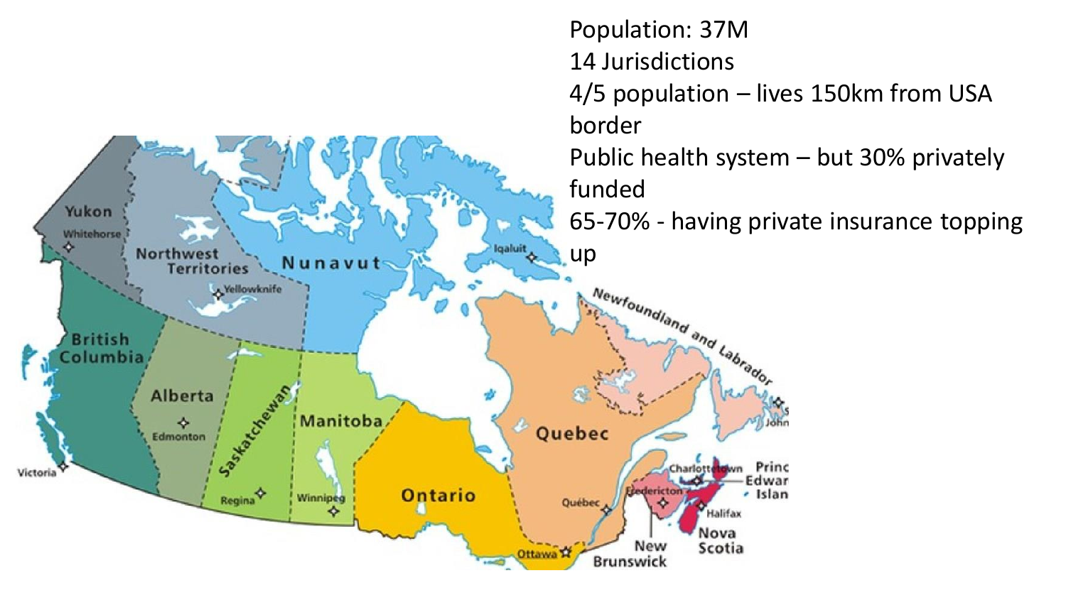Population: 37M
14 Jurisdictions
4/5 population – lives 150km from USA border
Public health system – but 30% privately funded
65-70% - having private insurance topping up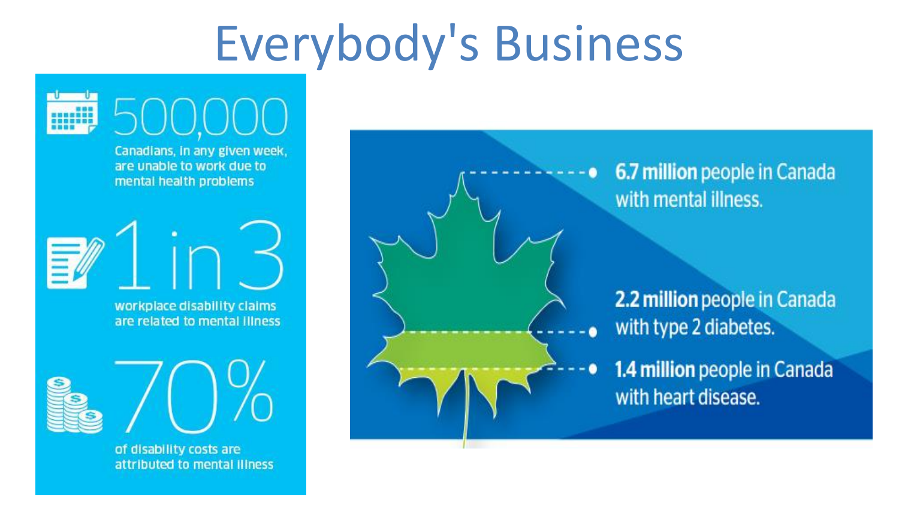# Everybody's Business

**500,000**
Canadians, in any given week, are unable to work due to mental health problems

**1 in 3**
workplace disability claims are related to mental illness

**70%**
of disability costs are attributed to mental illness

**6.7 million** people in Canada with mental illness.

**2.2 million** people in Canada with type 2 diabetes.

**1.4 million** people in Canada with heart disease.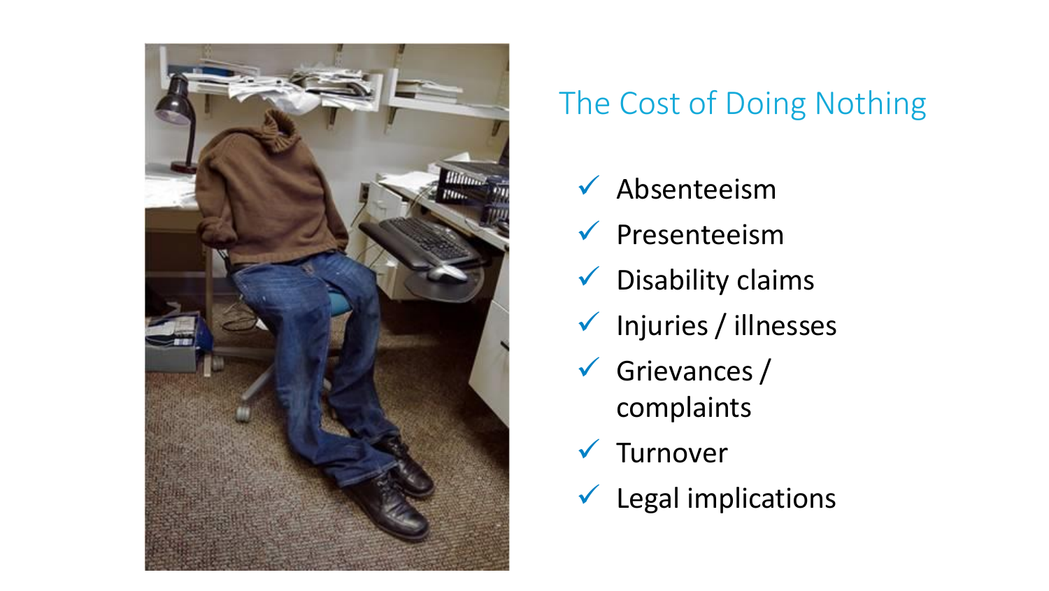## The Cost of Doing Nothing

- ✓ Absenteeism
- ✓ Presenteeism
- ✓ Disability claims
- ✓ Injuries / illnesses
- ✓ Grievances / complaints
- ✓ Turnover
- ✓ Legal implications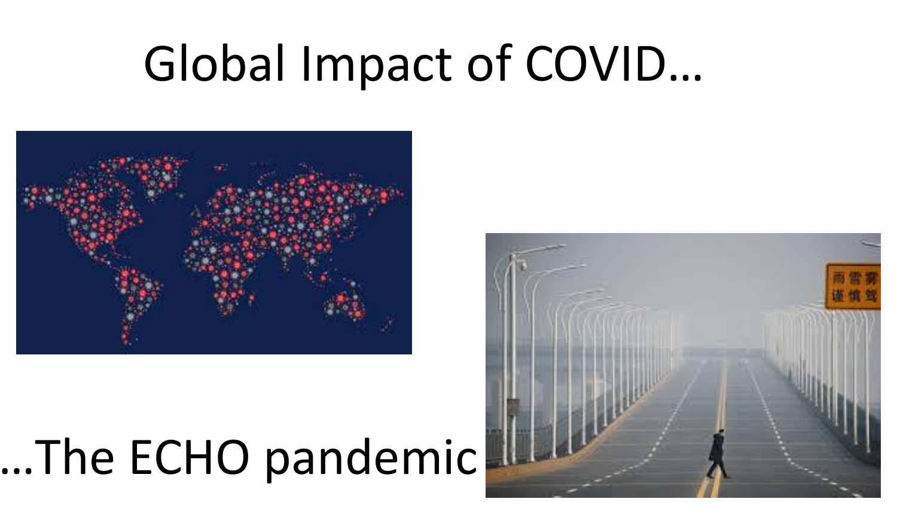# Global Impact of COVID…

…The ECHO pandemic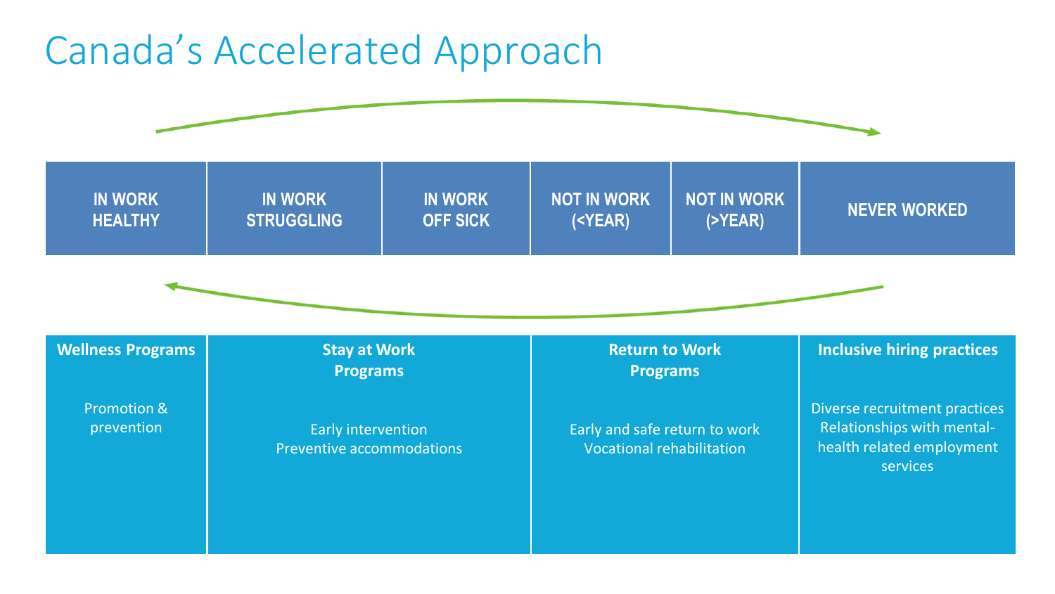# Canada's Accelerated Approach

| IN WORK HEALTHY | IN WORK STRUGGLING | IN WORK OFF SICK | NOT IN WORK (<YEAR) | NOT IN WORK (>YEAR) | NEVER WORKED |
|---|---|---|---|---|---|

| Wellness Programs | Stay at Work Programs | Return to Work Programs | Inclusive hiring practices |
|---|---|---|---|
| Promotion & prevention | Early intervention<br>Preventive accommodations | Early and safe return to work<br>Vocational rehabilitation | Diverse recruitment practices<br>Relationships with mental-health related employment services |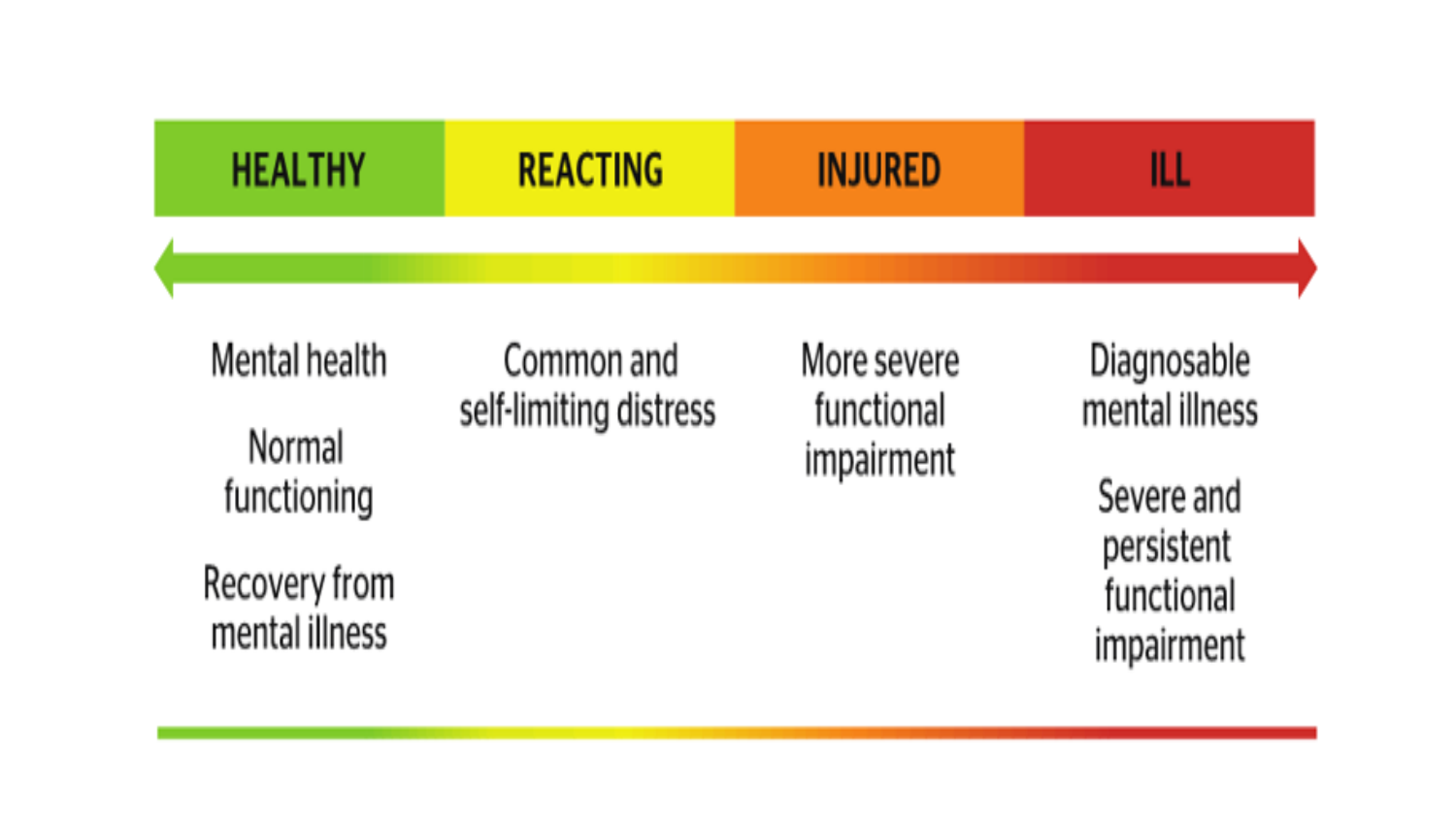| HEALTHY | REACTING | INJURED | ILL |
| --- | --- | --- | --- |
| Mental health<br><br>Normal functioning<br><br>Recovery from mental illness | Common and self-limiting distress | More severe functional impairment | Diagnosable mental illness<br><br>Severe and persistent functional impairment |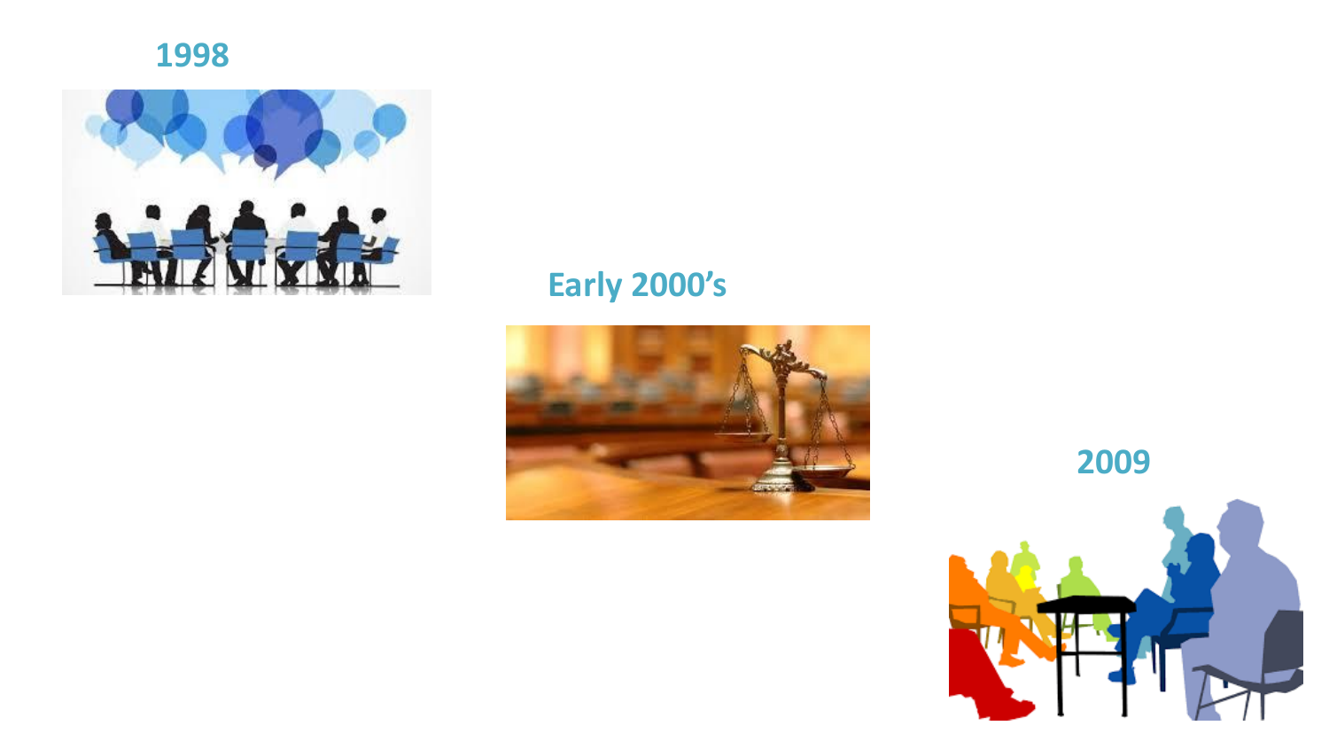1998

Early 2000's

2009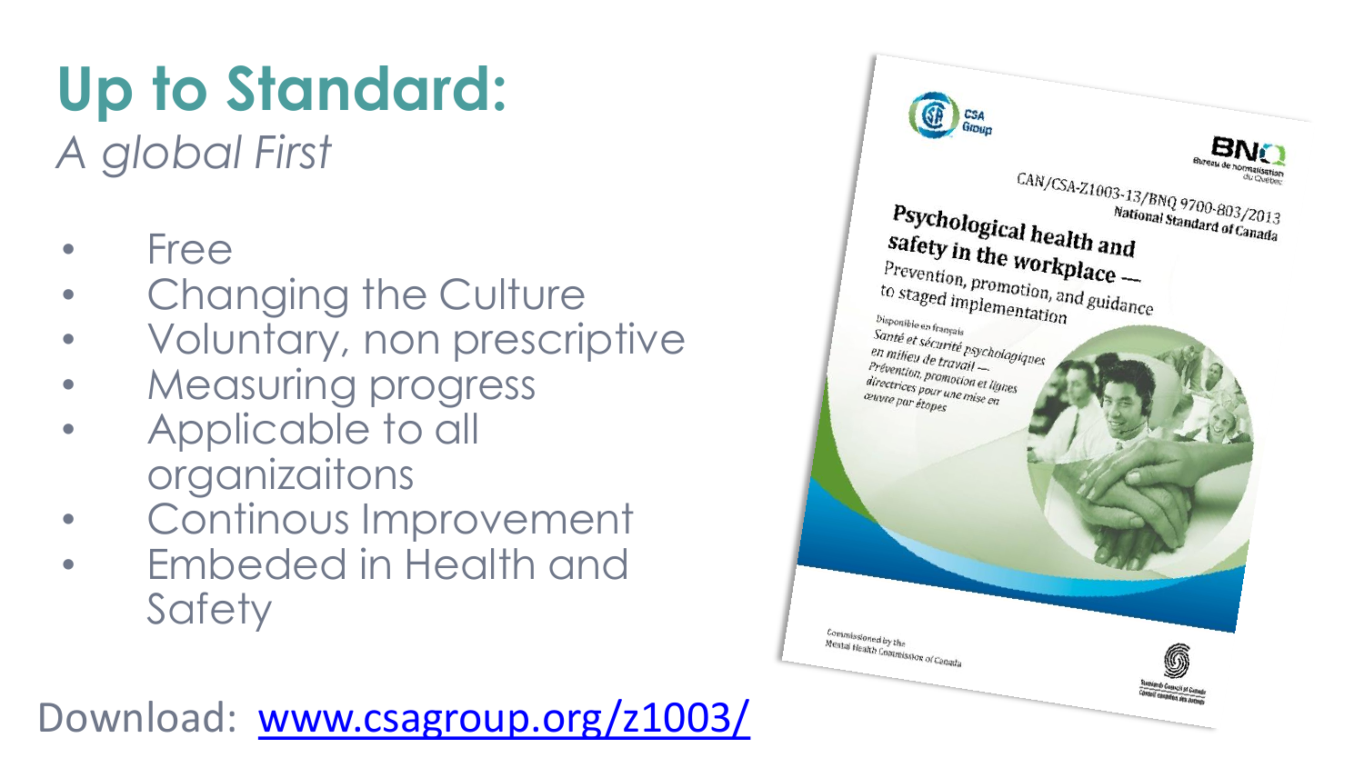# Up to Standard:

*A global First*

- Free
- Changing the Culture
- Voluntary, non prescriptive
- Measuring progress
- Applicable to all organizaitons
- Continous Improvement
- Embeded in Health and Safety

Download: [www.csagroup.org/z1003/](www.csagroup.org/z1003/)

CAN/CSA-Z1003-13/BNQ 9700-803/2013
National Standard of Canada

**Psychological health and safety in the workplace —**

Prevention, promotion, and guidance to staged implementation

Disponible en français
*Santé et sécurité psychologiques en milieu de travail — Prévention, promotion et lignes directrices pour une mise en œuvre par étapes*

Commissioned by the Mental Health Commission of Canada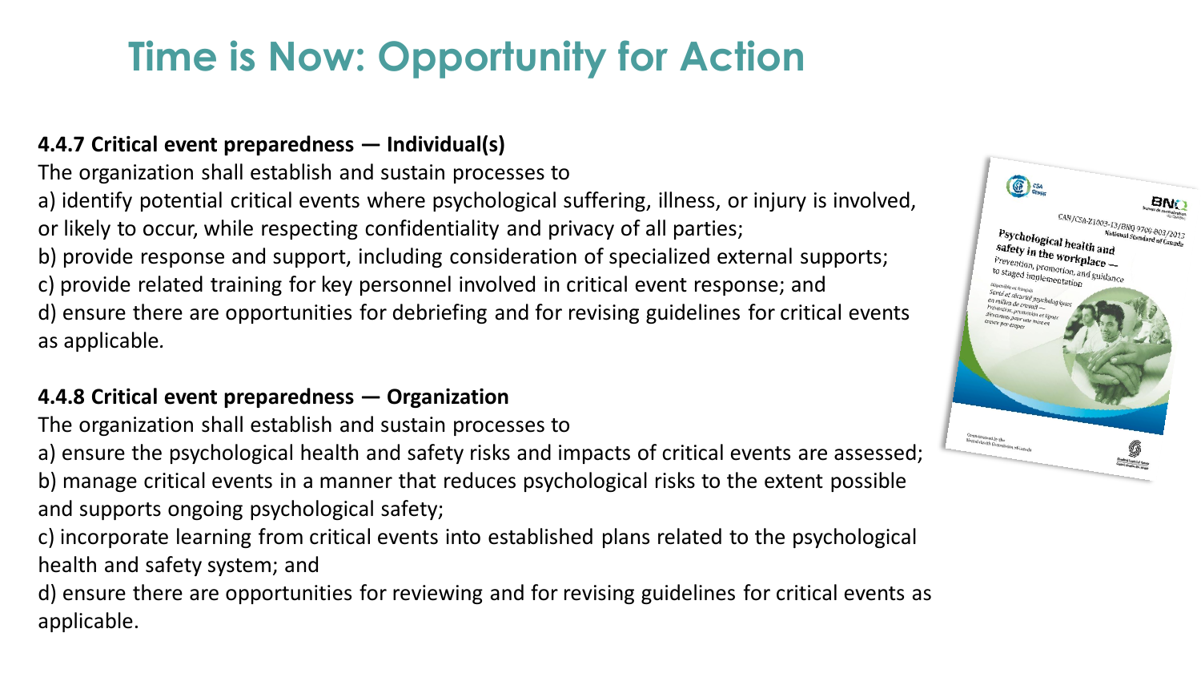# Time is Now: Opportunity for Action

**4.4.7 Critical event preparedness — Individual(s)**

The organization shall establish and sustain processes to

a) identify potential critical events where psychological suffering, illness, or injury is involved, or likely to occur, while respecting confidentiality and privacy of all parties;

b) provide response and support, including consideration of specialized external supports;

c) provide related training for key personnel involved in critical event response; and

d) ensure there are opportunities for debriefing and for revising guidelines for critical events as applicable.

**4.4.8 Critical event preparedness — Organization**

The organization shall establish and sustain processes to

a) ensure the psychological health and safety risks and impacts of critical events are assessed;

b) manage critical events in a manner that reduces psychological risks to the extent possible and supports ongoing psychological safety;

c) incorporate learning from critical events into established plans related to the psychological health and safety system; and

d) ensure there are opportunities for reviewing and for revising guidelines for critical events as applicable.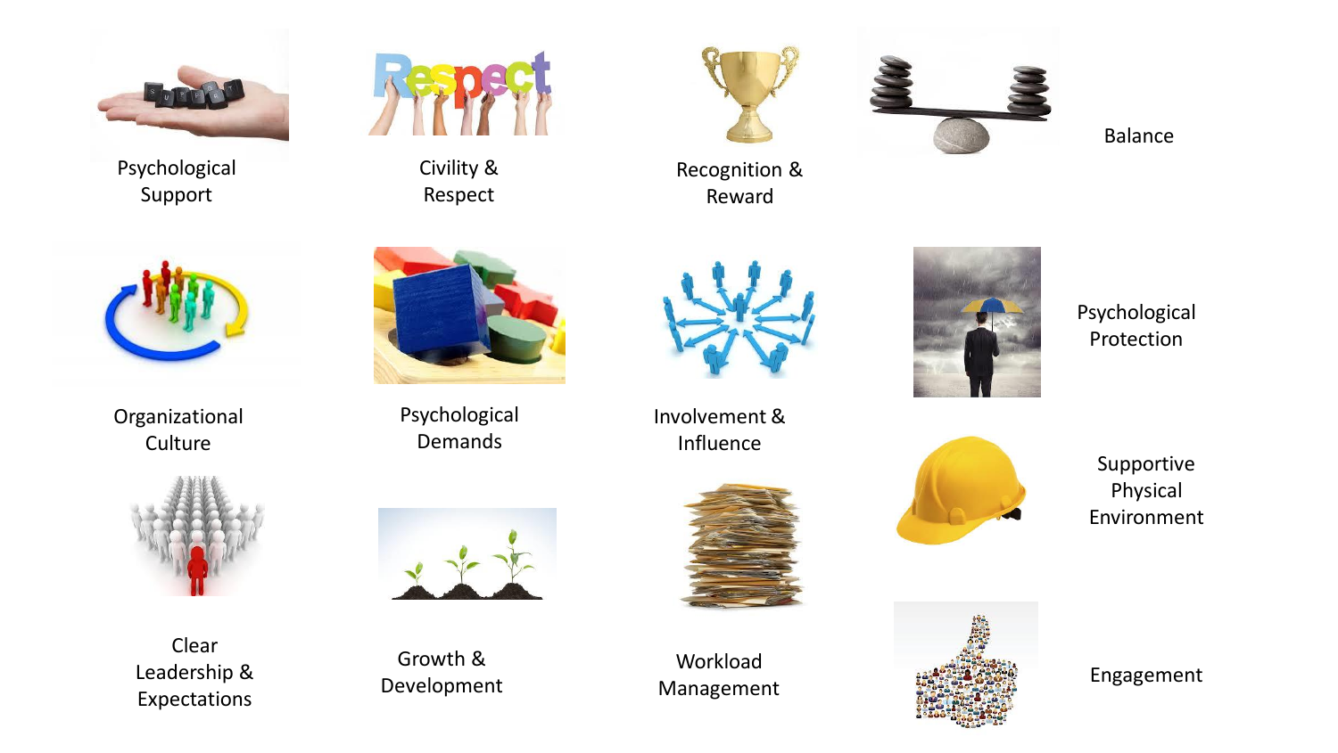Psychological Support

Civility & Respect

Recognition & Reward

Balance

Organizational Culture

Psychological Demands

Involvement & Influence

Psychological Protection

Supportive Physical Environment

Clear Leadership & Expectations

Growth & Development

Workload Management

Engagement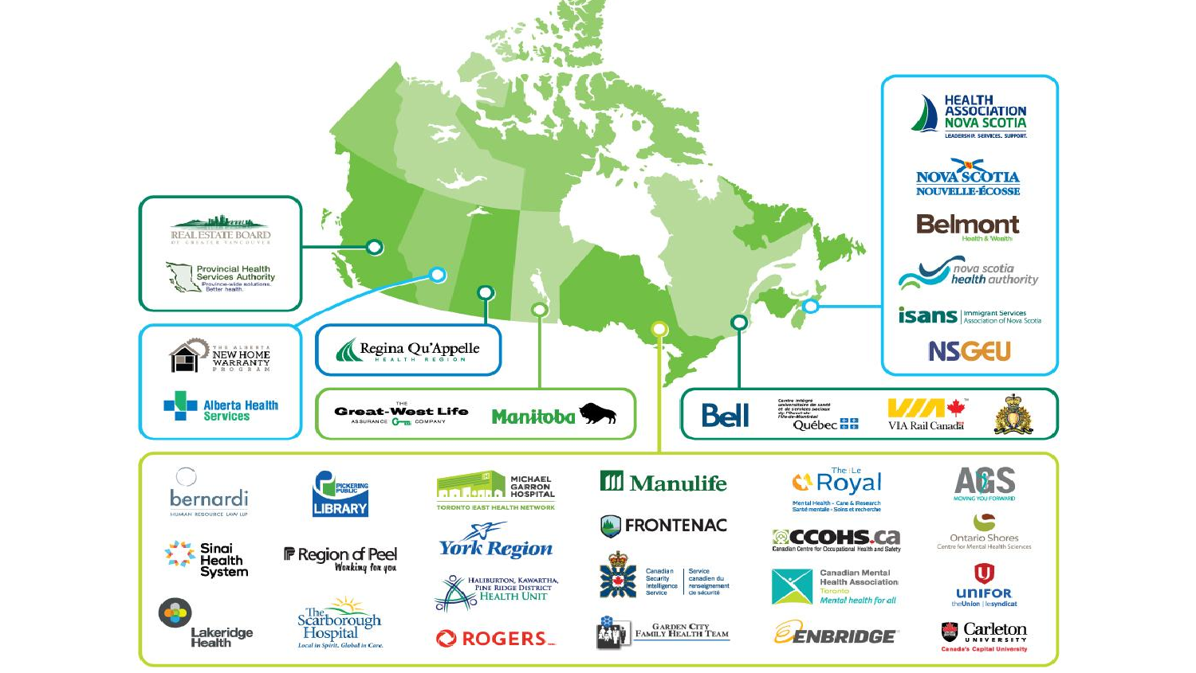Real Estate Board of Greater Vancouver

Provincial Health Services Authority — Province-wide solutions. Better health.

The Alberta New Home Warranty Program

Alberta Health Services

Regina Qu'Appelle Health Region

The Great-West Life Assurance Company

Manitoba

Bell

Centre intégré universitaire de santé et de services sociaux de l'Ouest-de-l'Île-de-Montréal Québec

VIA Rail Canada

Health Association Nova Scotia — Leadership. Services. Support.

Nova Scotia / Nouvelle-Écosse

Belmont Health & Wealth

nova scotia health authority

isans — Immigrant Services Association of Nova Scotia

NSGEU

bernardi — Human Resource Law LLP

Pickering Public Library

Michael Garron Hospital — Toronto East Health Network

Manulife

The Royal — Mental Health - Care & Research / Santé mentale - Soins et recherche

AGS — Moving You Forward

Sinai Health System

Region of Peel — Working for you

York Region

Frontenac

CCOHS.ca — Canadian Centre for Occupational Health and Safety

Ontario Shores — Centre for Mental Health Sciences

Haliburton, Kawartha, Pine Ridge District Health Unit

Canadian Security Intelligence Service / Service canadien du renseignement de sécurité

Canadian Mental Health Association Toronto — Mental health for all

Unifor — theUnion | lesyndicat

Lakeridge Health

The Scarborough Hospital — Local in Spirit. Global in Care.

Rogers

Garden City Family Health Team

Enbridge

Carleton University — Canada's Capital University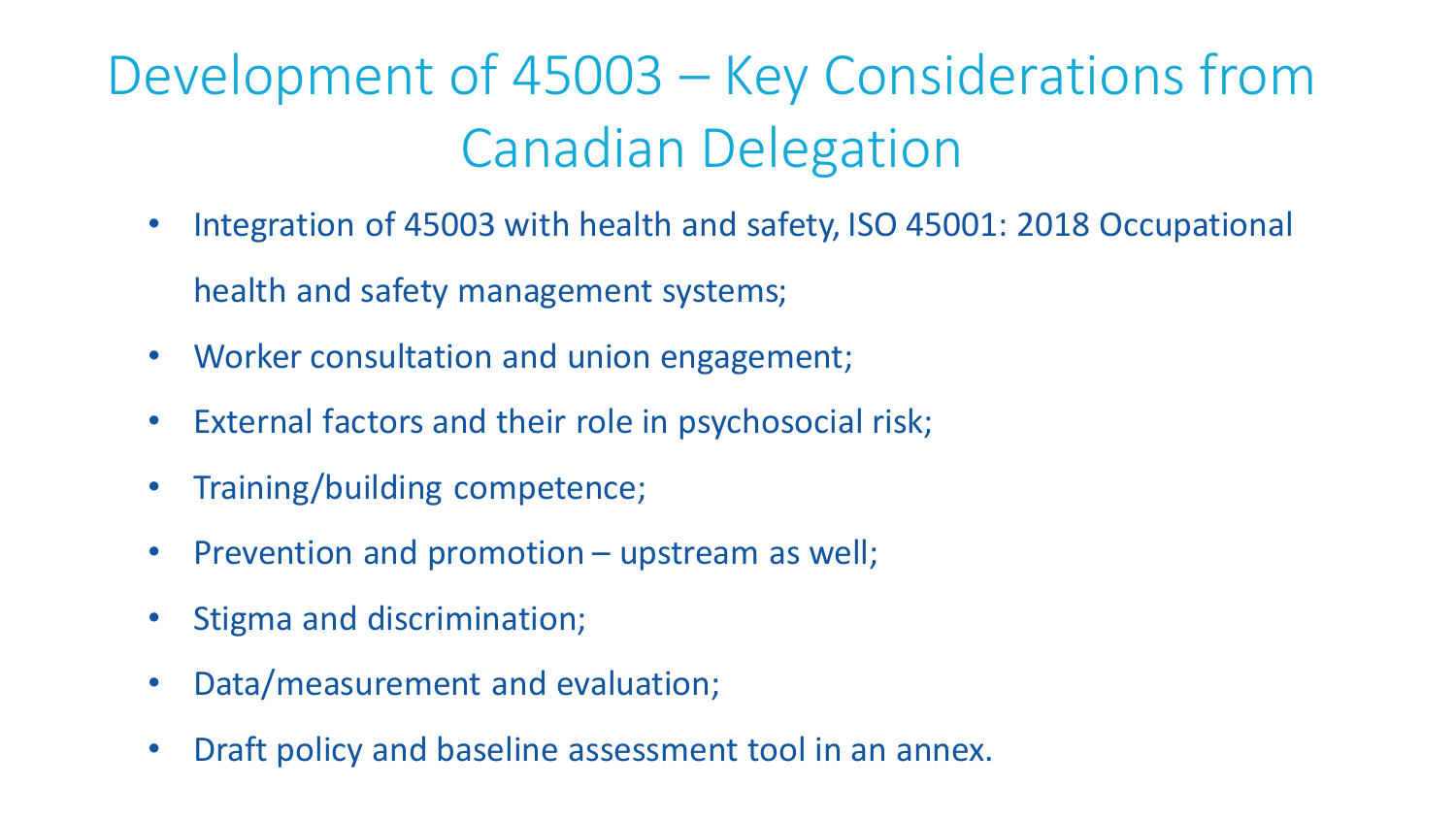# Development of 45003 – Key Considerations from Canadian Delegation

- Integration of 45003 with health and safety, ISO 45001: 2018 Occupational health and safety management systems;
- Worker consultation and union engagement;
- External factors and their role in psychosocial risk;
- Training/building competence;
- Prevention and promotion – upstream as well;
- Stigma and discrimination;
- Data/measurement and evaluation;
- Draft policy and baseline assessment tool in an annex.